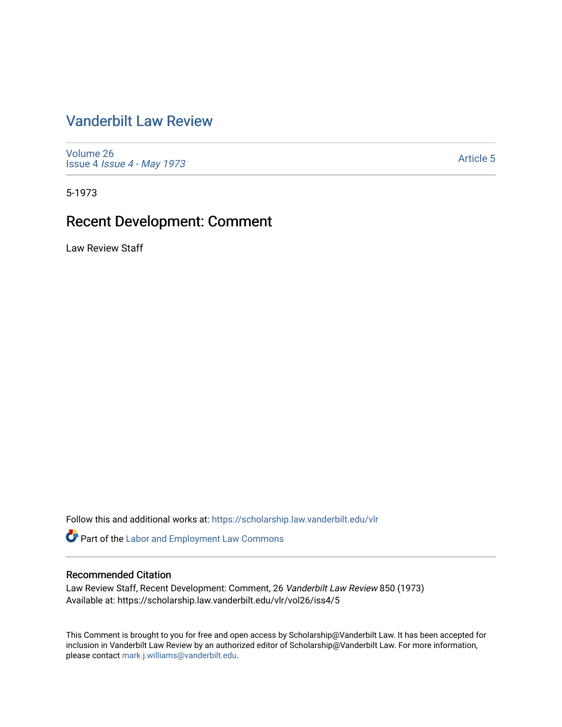# Vanderbilt Law Review

Volume 26
Issue 4 *Issue 4 - May 1973*

Article 5

5-1973

## Recent Development: Comment

Law Review Staff

Follow this and additional works at: https://scholarship.law.vanderbilt.edu/vlr

Part of the Labor and Employment Law Commons

### Recommended Citation

Law Review Staff, Recent Development: Comment, 26 *Vanderbilt Law Review* 850 (1973)
Available at: https://scholarship.law.vanderbilt.edu/vlr/vol26/iss4/5

This Comment is brought to you for free and open access by Scholarship@Vanderbilt Law. It has been accepted for inclusion in Vanderbilt Law Review by an authorized editor of Scholarship@Vanderbilt Law. For more information, please contact mark.j.williams@vanderbilt.edu.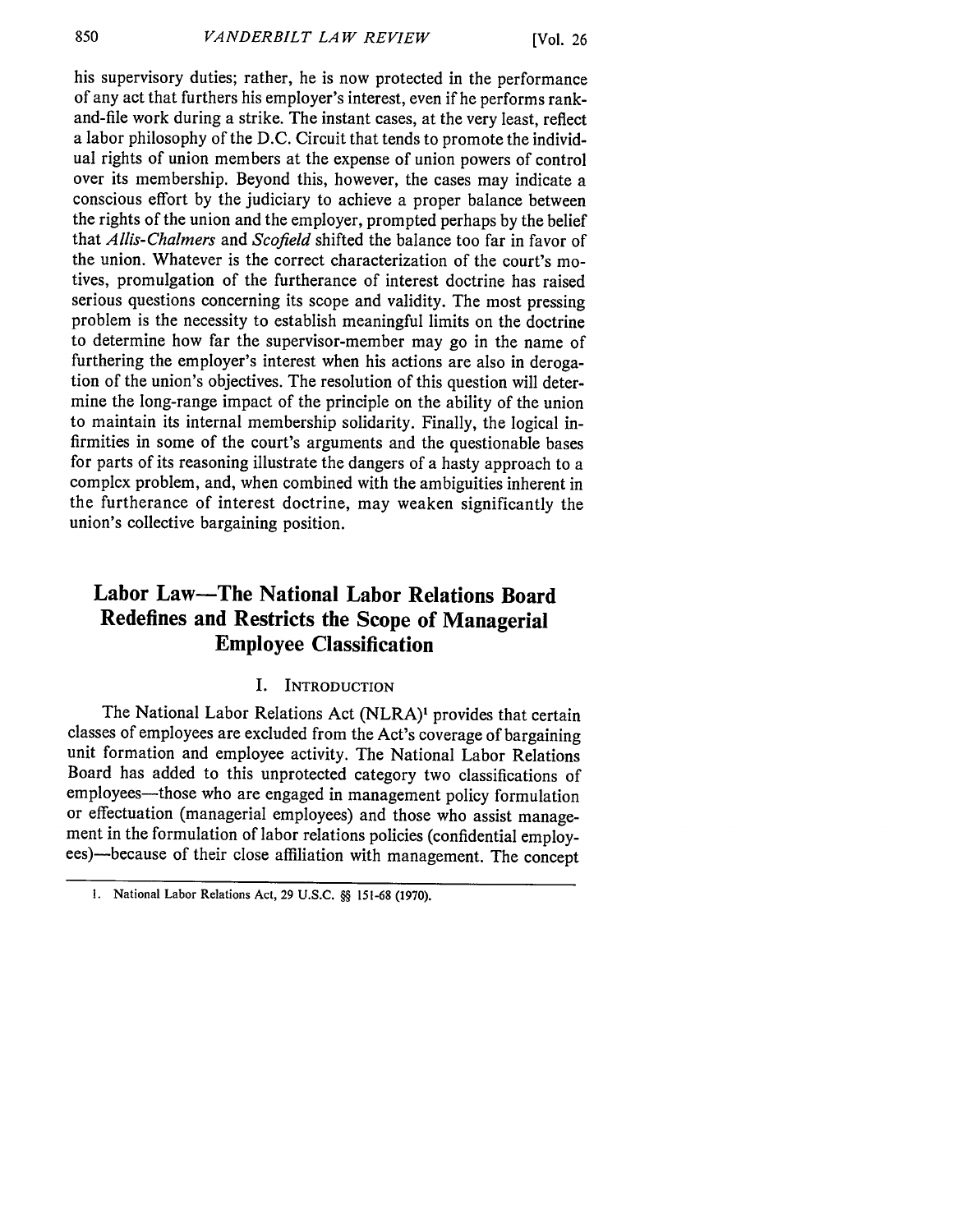his supervisory duties; rather, he is now protected in the performance of any act that furthers his employer's interest, even if he performs rank-and-file work during a strike. The instant cases, at the very least, reflect a labor philosophy of the D.C. Circuit that tends to promote the individual rights of union members at the expense of union powers of control over its membership. Beyond this, however, the cases may indicate a conscious effort by the judiciary to achieve a proper balance between the rights of the union and the employer, prompted perhaps by the belief that *Allis-Chalmers* and *Scofield* shifted the balance too far in favor of the union. Whatever is the correct characterization of the court's motives, promulgation of the furtherance of interest doctrine has raised serious questions concerning its scope and validity. The most pressing problem is the necessity to establish meaningful limits on the doctrine to determine how far the supervisor-member may go in the name of furthering the employer's interest when his actions are also in derogation of the union's objectives. The resolution of this question will determine the long-range impact of the principle on the ability of the union to maintain its internal membership solidarity. Finally, the logical infirmities in some of the court's arguments and the questionable bases for parts of its reasoning illustrate the dangers of a hasty approach to a complex problem, and, when combined with the ambiguities inherent in the furtherance of interest doctrine, may weaken significantly the union's collective bargaining position.

## Labor Law—The National Labor Relations Board Redefines and Restricts the Scope of Managerial Employee Classification

### I. Introduction

The National Labor Relations Act (NLRA)[1] provides that certain classes of employees are excluded from the Act's coverage of bargaining unit formation and employee activity. The National Labor Relations Board has added to this unprotected category two classifications of employees—those who are engaged in management policy formulation or effectuation (managerial employees) and those who assist management in the formulation of labor relations policies (confidential employees)—because of their close affiliation with management. The concept

---

1. National Labor Relations Act, 29 U.S.C. §§ 151-68 (1970).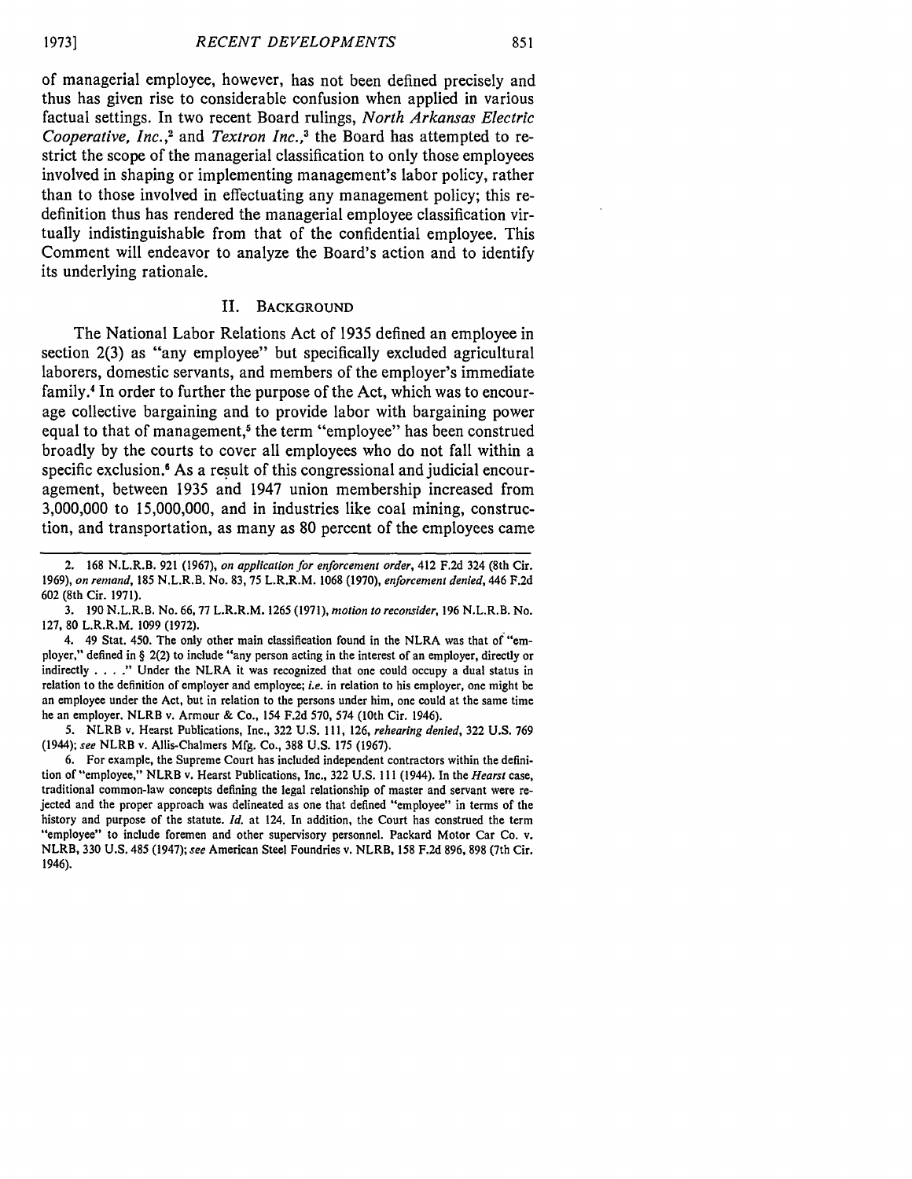of managerial employee, however, has not been defined precisely and thus has given rise to considerable confusion when applied in various factual settings. In two recent Board rulings, *North Arkansas Electric Cooperative, Inc.*,[2] and *Textron Inc.*,[3] the Board has attempted to restrict the scope of the managerial classification to only those employees involved in shaping or implementing management's labor policy, rather than to those involved in effectuating any management policy; this redefinition thus has rendered the managerial employee classification virtually indistinguishable from that of the confidential employee. This Comment will endeavor to analyze the Board's action and to identify its underlying rationale.

## II. BACKGROUND

The National Labor Relations Act of 1935 defined an employee in section 2(3) as "any employee" but specifically excluded agricultural laborers, domestic servants, and members of the employer's immediate family.[4] In order to further the purpose of the Act, which was to encourage collective bargaining and to provide labor with bargaining power equal to that of management,[5] the term "employee" has been construed broadly by the courts to cover all employees who do not fall within a specific exclusion.[6] As a result of this congressional and judicial encouragement, between 1935 and 1947 union membership increased from 3,000,000 to 15,000,000, and in industries like coal mining, construction, and transportation, as many as 80 percent of the employees came

---

2. 168 N.L.R.B. 921 (1967), *on application for enforcement order*, 412 F.2d 324 (8th Cir. 1969), *on remand*, 185 N.L.R.B. No. 83, 75 L.R.R.M. 1068 (1970), *enforcement denied*, 446 F.2d 602 (8th Cir. 1971).

3. 190 N.L.R.B. No. 66, 77 L.R.R.M. 1265 (1971), *motion to reconsider*, 196 N.L.R.B. No. 127, 80 L.R.R.M. 1099 (1972).

4. 49 Stat. 450. The only other main classification found in the NLRA was that of "employer," defined in § 2(2) to include "any person acting in the interest of an employer, directly or indirectly . . . ." Under the NLRA it was recognized that one could occupy a dual status in relation to the definition of employer and employee; *i.e.* in relation to his employer, one might be an employee under the Act, but in relation to the persons under him, one could at the same time be an employer. NLRB v. Armour & Co., 154 F.2d 570, 574 (10th Cir. 1946).

5. NLRB v. Hearst Publications, Inc., 322 U.S. 111, 126, *rehearing denied*, 322 U.S. 769 (1944); *see* NLRB v. Allis-Chalmers Mfg. Co., 388 U.S. 175 (1967).

6. For example, the Supreme Court has included independent contractors within the definition of "employee," NLRB v. Hearst Publications, Inc., 322 U.S. 111 (1944). In the *Hearst* case, traditional common-law concepts defining the legal relationship of master and servant were rejected and the proper approach was delineated as one that defined "employee" in terms of the history and purpose of the statute. *Id.* at 124. In addition, the Court has construed the term "employee" to include foremen and other supervisory personnel. Packard Motor Car Co. v. NLRB, 330 U.S. 485 (1947); *see* American Steel Foundries v. NLRB, 158 F.2d 896, 898 (7th Cir. 1946).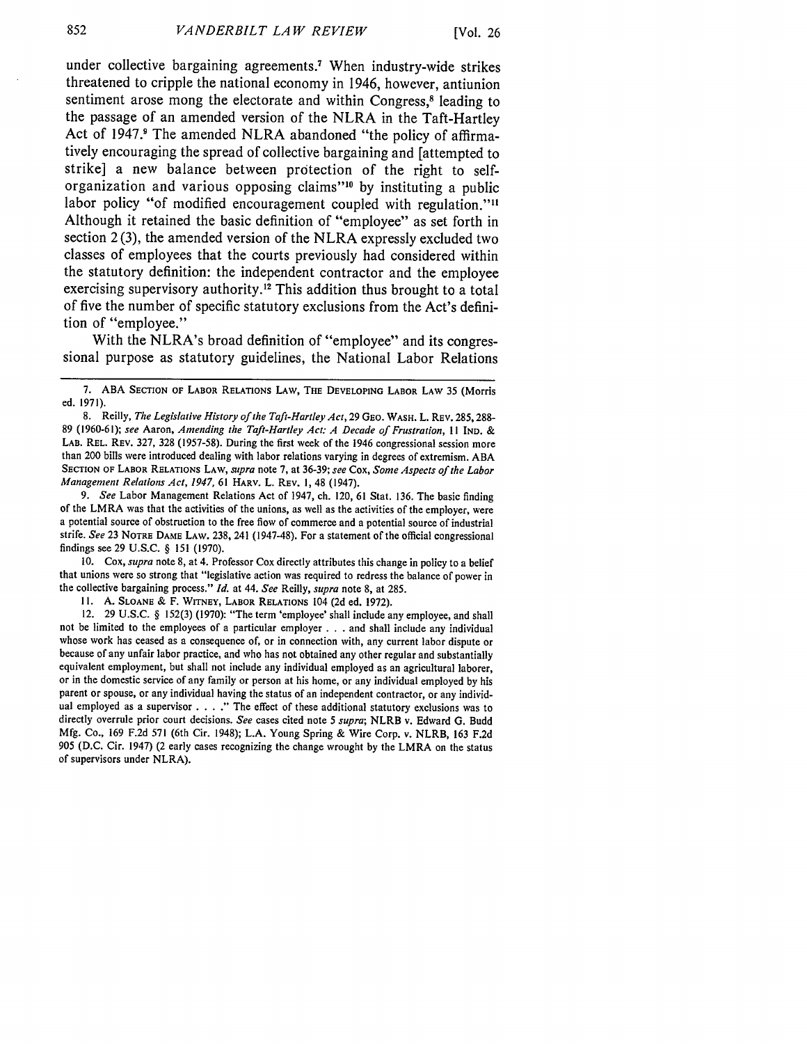under collective bargaining agreements.[7] When industry-wide strikes threatened to cripple the national economy in 1946, however, antiunion sentiment arose mong the electorate and within Congress,[8] leading to the passage of an amended version of the NLRA in the Taft-Hartley Act of 1947.[9] The amended NLRA abandoned "the policy of affirmatively encouraging the spread of collective bargaining and [attempted to strike] a new balance between protection of the right to self-organization and various opposing claims"[10] by instituting a public labor policy "of modified encouragement coupled with regulation."[11] Although it retained the basic definition of "employee" as set forth in section 2(3), the amended version of the NLRA expressly excluded two classes of employees that the courts previously had considered within the statutory definition: the independent contractor and the employee exercising supervisory authority.[12] This addition thus brought to a total of five the number of specific statutory exclusions from the Act's definition of "employee."

With the NLRA's broad definition of "employee" and its congressional purpose as statutory guidelines, the National Labor Relations

---

7. ABA Section of Labor Relations Law, The Developing Labor Law 35 (Morris ed. 1971).

8. Reilly, *The Legislative History of the Taft-Hartley Act*, 29 Geo. Wash. L. Rev. 285, 288-89 (1960-61); *see* Aaron, *Amending the Taft-Hartley Act: A Decade of Frustration*, 11 Ind. & Lab. Rel. Rev. 327, 328 (1957-58). During the first week of the 1946 congressional session more than 200 bills were introduced dealing with labor relations varying in degrees of extremism. ABA Section of Labor Relations Law, *supra* note 7, at 36-39; *see* Cox, *Some Aspects of the Labor Management Relations Act, 1947*, 61 Harv. L. Rev. 1, 48 (1947).

9. *See* Labor Management Relations Act of 1947, ch. 120, 61 Stat. 136. The basic finding of the LMRA was that the activities of the unions, as well as the activities of the employer, were a potential source of obstruction to the free flow of commerce and a potential source of industrial strife. *See* 23 Notre Dame Law. 238, 241 (1947-48). For a statement of the official congressional findings see 29 U.S.C. § 151 (1970).

10. Cox, *supra* note 8, at 4. Professor Cox directly attributes this change in policy to a belief that unions were so strong that "legislative action was required to redress the balance of power in the collective bargaining process." *Id.* at 44. *See* Reilly, *supra* note 8, at 285.

11. A. Sloane & F. Witney, Labor Relations 104 (2d ed. 1972).

12. 29 U.S.C. § 152(3) (1970): "The term 'employee' shall include any employee, and shall not be limited to the employees of a particular employer . . . and shall include any individual whose work has ceased as a consequence of, or in connection with, any current labor dispute or because of any unfair labor practice, and who has not obtained any other regular and substantially equivalent employment, but shall not include any individual employed as an agricultural laborer, or in the domestic service of any family or person at his home, or any individual employed by his parent or spouse, or any individual having the status of an independent contractor, or any individual employed as a supervisor . . . ." The effect of these additional statutory exclusions was to directly overrule prior court decisions. *See* cases cited note 5 *supra*; NLRB v. Edward G. Budd Mfg. Co., 169 F.2d 571 (6th Cir. 1948); L.A. Young Spring & Wire Corp. v. NLRB, 163 F.2d 905 (D.C. Cir. 1947) (2 early cases recognizing the change wrought by the LMRA on the status of supervisors under NLRA).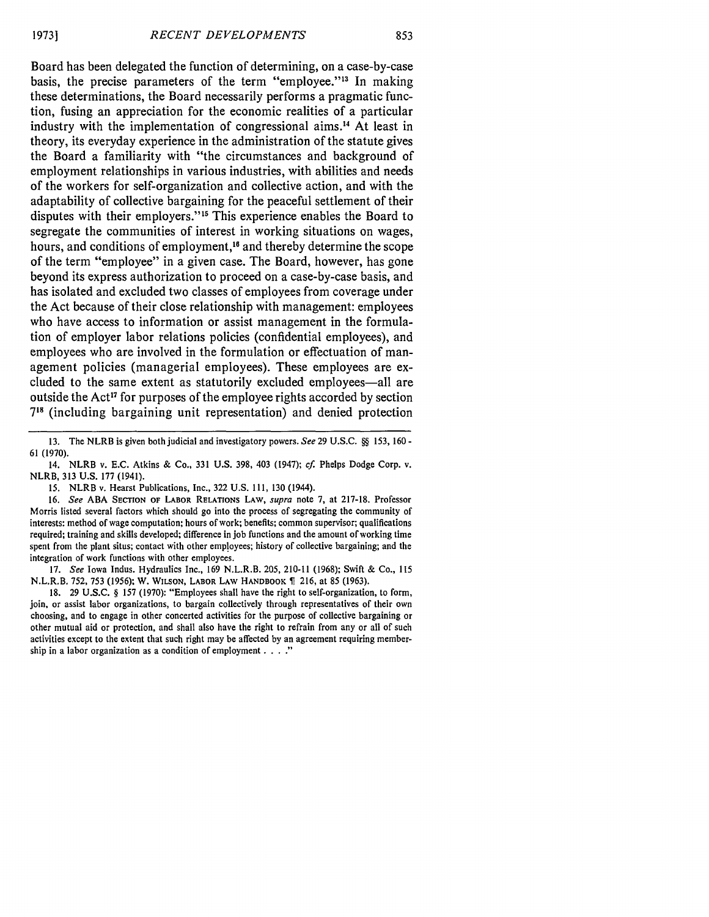Board has been delegated the function of determining, on a case-by-case basis, the precise parameters of the term "employee."[13] In making these determinations, the Board necessarily performs a pragmatic function, fusing an appreciation for the economic realities of a particular industry with the implementation of congressional aims.[14] At least in theory, its everyday experience in the administration of the statute gives the Board a familiarity with "the circumstances and background of employment relationships in various industries, with abilities and needs of the workers for self-organization and collective action, and with the adaptability of collective bargaining for the peaceful settlement of their disputes with their employers."[15] This experience enables the Board to segregate the communities of interest in working situations on wages, hours, and conditions of employment,[16] and thereby determine the scope of the term "employee" in a given case. The Board, however, has gone beyond its express authorization to proceed on a case-by-case basis, and has isolated and excluded two classes of employees from coverage under the Act because of their close relationship with management: employees who have access to information or assist management in the formulation of employer labor relations policies (confidential employees), and employees who are involved in the formulation or effectuation of management policies (managerial employees). These employees are excluded to the same extent as statutorily excluded employees—all are outside the Act[17] for purposes of the employee rights accorded by section 7[18] (including bargaining unit representation) and denied protection

---

13. The NLRB is given both judicial and investigatory powers. *See* 29 U.S.C. §§ 153, 160-61 (1970).

14. NLRB v. E.C. Atkins & Co., 331 U.S. 398, 403 (1947); *cf.* Phelps Dodge Corp. v. NLRB, 313 U.S. 177 (1941).

15. NLRB v. Hearst Publications, Inc., 322 U.S. 111, 130 (1944).

16. *See* ABA SECTION OF LABOR RELATIONS LAW, *supra* note 7, at 217-18. Professor Morris listed several factors which should go into the process of segregating the community of interests: method of wage computation; hours of work; benefits; common supervisor; qualifications required; training and skills developed; difference in job functions and the amount of working time spent from the plant situs; contact with other employees; history of collective bargaining; and the integration of work functions with other employees.

17. *See* Iowa Indus. Hydraulics Inc., 169 N.L.R.B. 205, 210-11 (1968); Swift & Co., 115 N.L.R.B. 752, 753 (1956); W. WILSON, LABOR LAW HANDBOOK ¶ 216, at 85 (1963).

18. 29 U.S.C. § 157 (1970): "Employees shall have the right to self-organization, to form, join, or assist labor organizations, to bargain collectively through representatives of their own choosing, and to engage in other concerted activities for the purpose of collective bargaining or other mutual aid or protection, and shall also have the right to refrain from any or all of such activities except to the extent that such right may be affected by an agreement requiring membership in a labor organization as a condition of employment . . . ."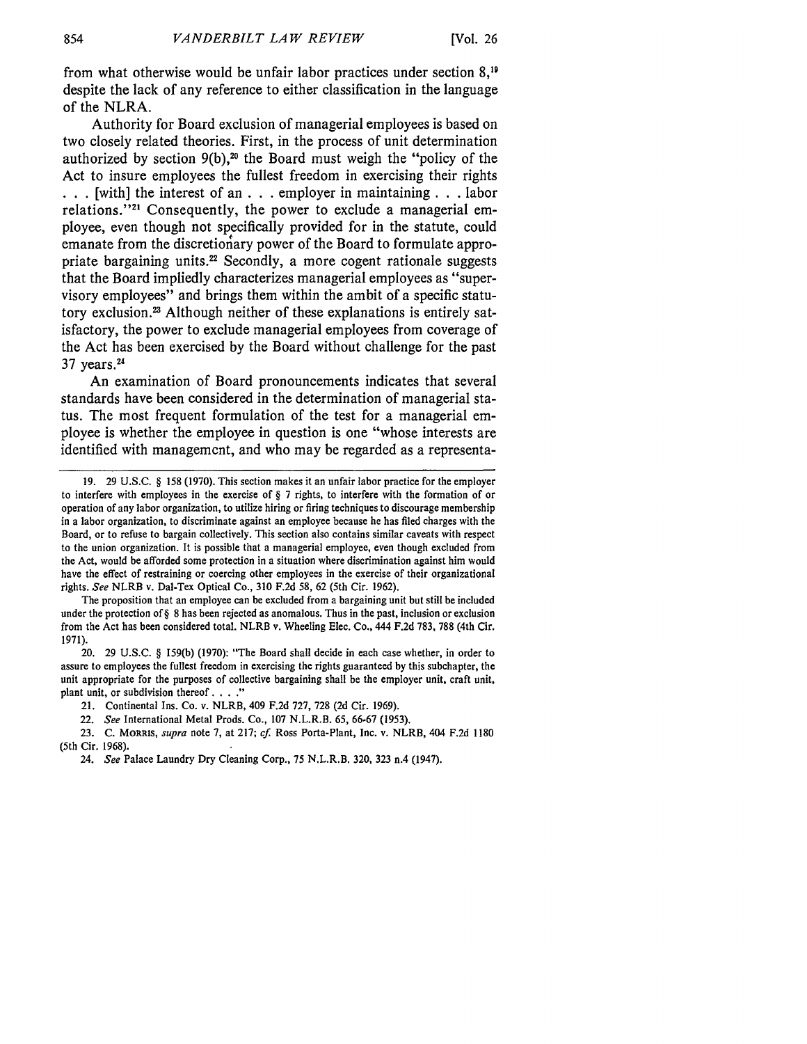from what otherwise would be unfair labor practices under section 8,[19] despite the lack of any reference to either classification in the language of the NLRA.

Authority for Board exclusion of managerial employees is based on two closely related theories. First, in the process of unit determination authorized by section 9(b),[20] the Board must weigh the "policy of the Act to insure employees the fullest freedom in exercising their rights . . . [with] the interest of an . . . employer in maintaining . . . labor relations."[21] Consequently, the power to exclude a managerial employee, even though not specifically provided for in the statute, could emanate from the discretionary power of the Board to formulate appropriate bargaining units.[22] Secondly, a more cogent rationale suggests that the Board impliedly characterizes managerial employees as "supervisory employees" and brings them within the ambit of a specific statutory exclusion.[23] Although neither of these explanations is entirely satisfactory, the power to exclude managerial employees from coverage of the Act has been exercised by the Board without challenge for the past 37 years.[24]

An examination of Board pronouncements indicates that several standards have been considered in the determination of managerial status. The most frequent formulation of the test for a managerial employee is whether the employee in question is one "whose interests are identified with management, and who may be regarded as a representa-

---

19. 29 U.S.C. § 158 (1970). This section makes it an unfair labor practice for the employer to interfere with employees in the exercise of § 7 rights, to interfere with the formation of or operation of any labor organization, to utilize hiring or firing techniques to discourage membership in a labor organization, to discriminate against an employee because he has filed charges with the Board, or to refuse to bargain collectively. This section also contains similar caveats with respect to the union organization. It is possible that a managerial employee, even though excluded from the Act, would be afforded some protection in a situation where discrimination against him would have the effect of restraining or coercing other employees in the exercise of their organizational rights. *See* NLRB v. Dal-Tex Optical Co., 310 F.2d 58, 62 (5th Cir. 1962).

The proposition that an employee can be excluded from a bargaining unit but still be included under the protection of § 8 has been rejected as anomalous. Thus in the past, inclusion or exclusion from the Act has been considered total. NLRB v. Wheeling Elec. Co., 444 F.2d 783, 788 (4th Cir. 1971).

20. 29 U.S.C. § 159(b) (1970): "The Board shall decide in each case whether, in order to assure to employees the fullest freedom in exercising the rights guaranteed by this subchapter, the unit appropriate for the purposes of collective bargaining shall be the employer unit, craft unit, plant unit, or subdivision thereof. . . ."

21. Continental Ins. Co. v. NLRB, 409 F.2d 727, 728 (2d Cir. 1969).

22. *See* International Metal Prods. Co., 107 N.L.R.B. 65, 66-67 (1953).

23. C. MORRIS, *supra* note 7, at 217; *cf.* Ross Porta-Plant, Inc. v. NLRB, 404 F.2d 1180 (5th Cir. 1968).

24. *See* Palace Laundry Dry Cleaning Corp., 75 N.L.R.B. 320, 323 n.4 (1947).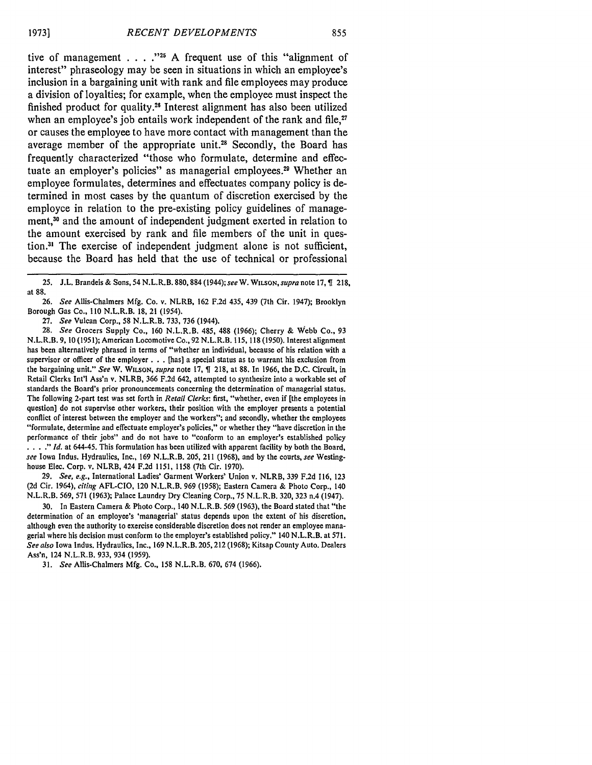tive of management . . . ."[25] A frequent use of this "alignment of interest" phraseology may be seen in situations in which an employee's inclusion in a bargaining unit with rank and file employees may produce a division of loyalties; for example, when the employee must inspect the finished product for quality.[26] Interest alignment has also been utilized when an employee's job entails work independent of the rank and file,[27] or causes the employee to have more contact with management than the average member of the appropriate unit.[28] Secondly, the Board has frequently characterized "those who formulate, determine and effectuate an employer's policies" as managerial employees.[29] Whether an employee formulates, determines and effectuates company policy is determined in most cases by the quantum of discretion exercised by the employee in relation to the pre-existing policy guidelines of management,[30] and the amount of independent judgment exerted in relation to the amount exercised by rank and file members of the unit in question.[31] The exercise of independent judgment alone is not sufficient, because the Board has held that the use of technical or professional

---

25. J.L. Brandeis & Sons, 54 N.L.R.B. 880, 884 (1944); *see* W. WILSON, *supra* note 17, ¶ 218, at 88.

26. *See* Allis-Chalmers Mfg. Co. v. NLRB, 162 F.2d 435, 439 (7th Cir. 1947); Brooklyn Borough Gas Co., 110 N.L.R.B. 18, 21 (1954).

27. *See* Vulcan Corp., 58 N.L.R.B. 733, 736 (1944).

28. *See* Grocers Supply Co., 160 N.L.R.B. 485, 488 (1966); Cherry & Webb Co., 93 N.L.R.B. 9, 10 (1951); American Locomotive Co., 92 N.L.R.B. 115, 118 (1950). Interest alignment has been alternatively phrased in terms of "whether an individual, because of his relation with a supervisor or officer of the employer . . . [has] a special status as to warrant his exclusion from the bargaining unit." *See* W. WILSON, *supra* note 17, ¶ 218, at 88. In 1966, the D.C. Circuit, in Retail Clerks Int'l Ass'n v. NLRB, 366 F.2d 642, attempted to synthesize into a workable set of standards the Board's prior pronouncements concerning the determination of managerial status. The following 2-part test was set forth in *Retail Clerks*: first, "whether, even if [the employees in question] do not supervise other workers, their position with the employer presents a potential conflict of interest between the employer and the workers"; and secondly, whether the employees "formulate, determine and effectuate employer's policies," or whether they "have discretion in the performance of their jobs" and do not have to "conform to an employer's established policy . . . ." *Id.* at 644-45. This formulation has been utilized with apparent facility by both the Board, *see* Iowa Indus. Hydraulics, Inc., 169 N.L.R.B. 205, 211 (1968), and by the courts, *see* Westinghouse Elec. Corp. v. NLRB, 424 F.2d 1151, 1158 (7th Cir. 1970).

29. *See, e.g.*, International Ladies' Garment Workers' Union v. NLRB, 339 F.2d 116, 123 (2d Cir. 1964), *citing* AFL-CIO, 120 N.L.R.B. 969 (1958); Eastern Camera & Photo Corp., 140 N.L.R.B. 569, 571 (1963); Palace Laundry Dry Cleaning Corp., 75 N.L.R.B. 320, 323 n.4 (1947).

30. In Eastern Camera & Photo Corp., 140 N.L.R.B. 569 (1963), the Board stated that "the determination of an employee's 'managerial' status depends upon the extent of his discretion, although even the authority to exercise considerable discretion does not render an employee managerial where his decision must conform to the employer's established policy." 140 N.L.R.B. at 571. *See also* Iowa Indus. Hydraulics, Inc., 169 N.L.R.B. 205, 212 (1968); Kitsap County Auto. Dealers Ass'n, 124 N.L.R.B. 933, 934 (1959).

31. *See* Allis-Chalmers Mfg. Co., 158 N.L.R.B. 670, 674 (1966).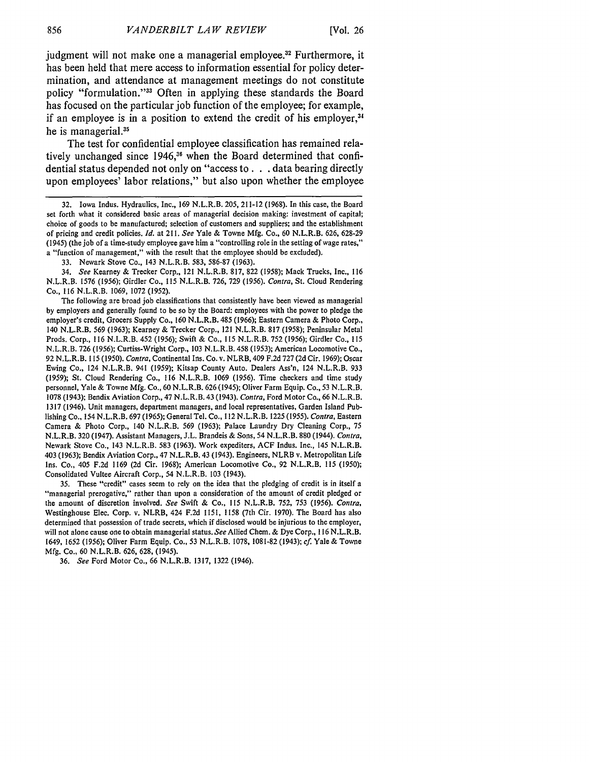judgment will not make one a managerial employee.[32] Furthermore, it has been held that mere access to information essential for policy determination, and attendance at management meetings do not constitute policy "formulation."[33] Often in applying these standards the Board has focused on the particular job function of the employee; for example, if an employee is in a position to extend the credit of his employer,[34] he is managerial.[35]

The test for confidential employee classification has remained relatively unchanged since 1946,[36] when the Board determined that confidential status depended not only on "access to . . . data bearing directly upon employees' labor relations," but also upon whether the employee

---

32. Iowa Indus. Hydraulics, Inc., 169 N.L.R.B. 205, 211-12 (1968). In this case, the Board set forth what it considered basic areas of managerial decision making: investment of capital; choice of goods to be manufactured; selection of customers and suppliers; and the establishment of pricing and credit policies. *Id.* at 211. *See* Yale & Towne Mfg. Co., 60 N.L.R.B. 626, 628-29 (1945) (the job of a time-study employee gave him a "controlling role in the setting of wage rates," a "function of management," with the result that the employee should be excluded).

33. Newark Stove Co., 143 N.L.R.B. 583, 586-87 (1963).

34. *See* Kearney & Trecker Corp., 121 N.L.R.B. 817, 822 (1958); Mack Trucks, Inc., 116 N.L.R.B. 1576 (1956); Girdler Co., 115 N.L.R.B. 726, 729 (1956). *Contra*, St. Cloud Rendering Co., 116 N.L.R.B. 1069, 1072 (1952).

The following are broad job classifications that consistently have been viewed as managerial by employers and generally found to be so by the Board: employees with the power to pledge the employer's credit, Grocers Supply Co., 160 N.L.R.B. 485 (1966); Eastern Camera & Photo Corp., 140 N.L.R.B. 569 (1963); Kearney & Trecker Corp., 121 N.L.R.B. 817 (1958); Peninsular Metal Prods. Corp., 116 N.L.R.B. 452 (1956); Swift & Co., 115 N.L.R.B. 752 (1956); Girdler Co., 115 N.L.R.B. 726 (1956); Curtiss-Wright Corp., 103 N.L.R.B. 458 (1953); American Locomotive Co., 92 N.L.R.B. 115 (1950). *Contra*, Continental Ins. Co. v. NLRB, 409 F.2d 727 (2d Cir. 1969); Oscar Ewing Co., 124 N.L.R.B. 941 (1959); Kitsap County Auto. Dealers Ass'n, 124 N.L.R.B. 933 (1959); St. Cloud Rendering Co., 116 N.L.R.B. 1069 (1956). Time checkers and time study personnel, Yale & Towne Mfg. Co., 60 N.L.R.B. 626 (1945); Oliver Farm Equip. Co., 53 N.L.R.B. 1078 (1943); Bendix Aviation Corp., 47 N.L.R.B. 43 (1943). *Contra*, Ford Motor Co., 66 N.L.R.B. 1317 (1946). Unit managers, department managers, and local representatives, Garden Island Publishing Co., 154 N.L.R.B. 697 (1965); General Tel. Co., 112 N.L.R.B. 1225 (1955). *Contra*, Eastern Camera & Photo Corp., 140 N.L.R.B. 569 (1963); Palace Laundry Dry Cleaning Corp., 75 N.L.R.B. 320 (1947). Assistant Managers, J.L. Brandeis & Sons, 54 N.L.R.B. 880 (1944). *Contra*, Newark Stove Co., 143 N.L.R.B. 583 (1963). Work expediters, ACF Indus. Inc., 145 N.L.R.B. 403 (1963); Bendix Aviation Corp., 47 N.L.R.B. 43 (1943). Engineers, NLRB v. Metropolitan Life Ins. Co., 405 F.2d 1169 (2d Cir. 1968); American Locomotive Co., 92 N.L.R.B. 115 (1950); Consolidated Vultee Aircraft Corp., 54 N.L.R.B. 103 (1943).

35. These "credit" cases seem to rely on the idea that the pledging of credit is in itself a "managerial prerogative," rather than upon a consideration of the amount of credit pledged or the amount of discretion involved. *See* Swift & Co., 115 N.L.R.B. 752, 753 (1956). *Contra*, Westinghouse Elec. Corp. v. NLRB, 424 F.2d 1151, 1158 (7th Cir. 1970). The Board has also determined that possession of trade secrets, which if disclosed would be injurious to the employer, will not alone cause one to obtain managerial status. *See* Allied Chem. & Dye Corp., 116 N.L.R.B. 1649, 1652 (1956); Oliver Farm Equip. Co., 53 N.L.R.B. 1078, 1081-82 (1943); *cf.* Yale & Towne Mfg. Co., 60 N.L.R.B. 626, 628, (1945).

36. *See* Ford Motor Co., 66 N.L.R.B. 1317, 1322 (1946).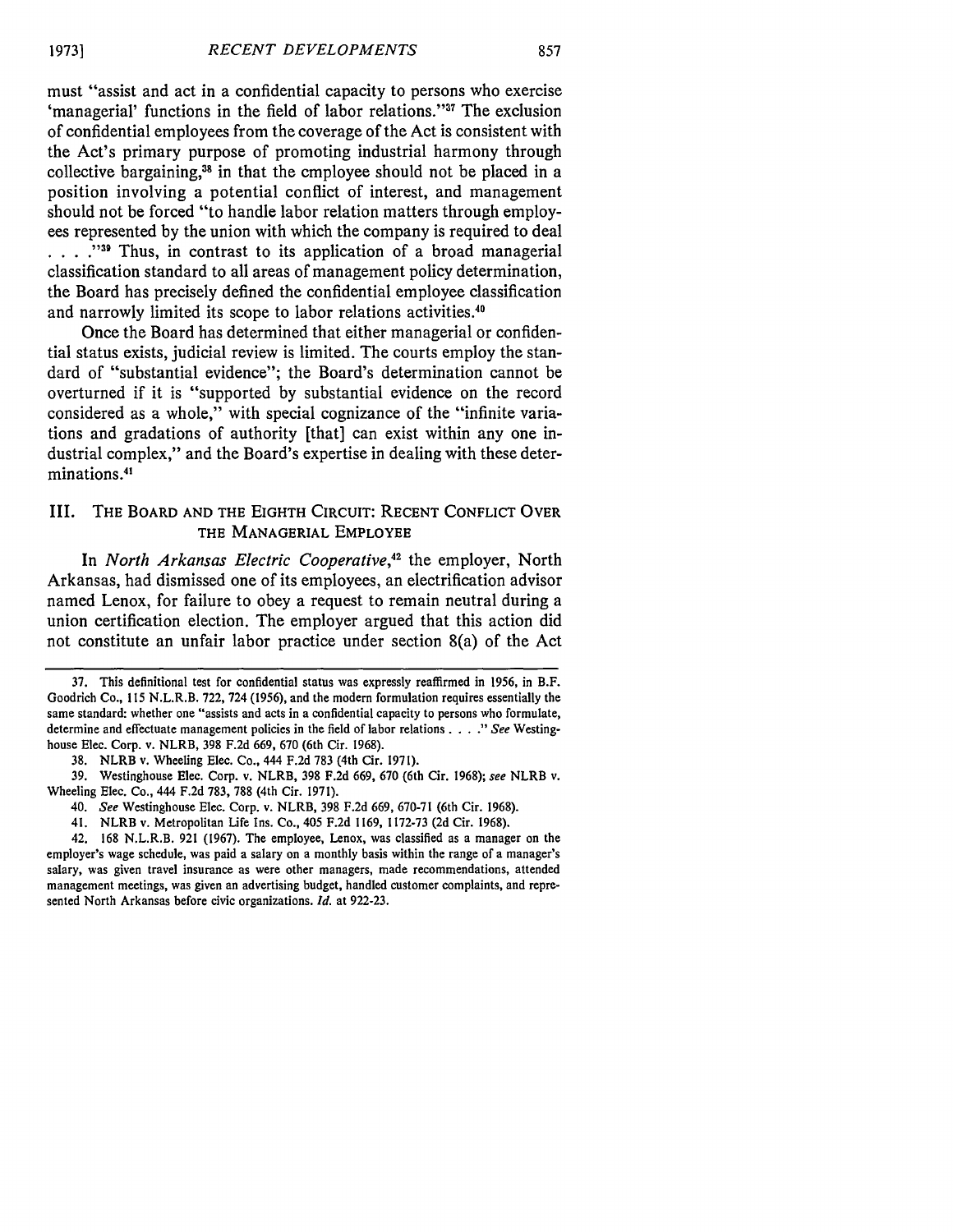must "assist and act in a confidential capacity to persons who exercise 'managerial' functions in the field of labor relations."[37] The exclusion of confidential employees from the coverage of the Act is consistent with the Act's primary purpose of promoting industrial harmony through collective bargaining,[38] in that the employee should not be placed in a position involving a potential conflict of interest, and management should not be forced "to handle labor relation matters through employees represented by the union with which the company is required to deal . . . ."[39] Thus, in contrast to its application of a broad managerial classification standard to all areas of management policy determination, the Board has precisely defined the confidential employee classification and narrowly limited its scope to labor relations activities.[40]

Once the Board has determined that either managerial or confidential status exists, judicial review is limited. The courts employ the standard of "substantial evidence"; the Board's determination cannot be overturned if it is "supported by substantial evidence on the record considered as a whole," with special cognizance of the "infinite variations and gradations of authority [that] can exist within any one industrial complex," and the Board's expertise in dealing with these determinations.[41]

## III. The Board and the Eighth Circuit: Recent Conflict Over the Managerial Employee

In *North Arkansas Electric Cooperative*,[42] the employer, North Arkansas, had dismissed one of its employees, an electrification advisor named Lenox, for failure to obey a request to remain neutral during a union certification election. The employer argued that this action did not constitute an unfair labor practice under section 8(a) of the Act

---

37. This definitional test for confidential status was expressly reaffirmed in 1956, in B.F. Goodrich Co., 115 N.L.R.B. 722, 724 (1956), and the modern formulation requires essentially the same standard: whether one "assists and acts in a confidential capacity to persons who formulate, determine and effectuate management policies in the field of labor relations . . . ." *See* Westinghouse Elec. Corp. v. NLRB, 398 F.2d 669, 670 (6th Cir. 1968).

38. NLRB v. Wheeling Elec. Co., 444 F.2d 783 (4th Cir. 1971).

39. Westinghouse Elec. Corp. v. NLRB, 398 F.2d 669, 670 (6th Cir. 1968); *see* NLRB v. Wheeling Elec. Co., 444 F.2d 783, 788 (4th Cir. 1971).

40. *See* Westinghouse Elec. Corp. v. NLRB, 398 F.2d 669, 670-71 (6th Cir. 1968).

41. NLRB v. Metropolitan Life Ins. Co., 405 F.2d 1169, 1172-73 (2d Cir. 1968).

42. 168 N.L.R.B. 921 (1967). The employee, Lenox, was classified as a manager on the employer's wage schedule, was paid a salary on a monthly basis within the range of a manager's salary, was given travel insurance as were other managers, made recommendations, attended management meetings, was given an advertising budget, handled customer complaints, and represented North Arkansas before civic organizations. *Id.* at 922-23.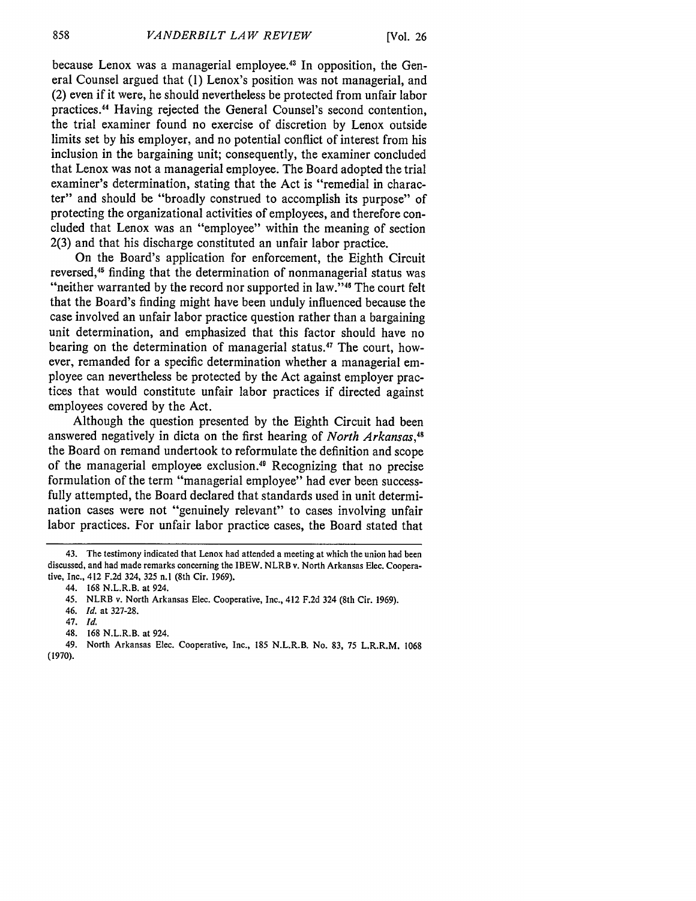because Lenox was a managerial employee.[43] In opposition, the General Counsel argued that (1) Lenox's position was not managerial, and (2) even if it were, he should nevertheless be protected from unfair labor practices.[44] Having rejected the General Counsel's second contention, the trial examiner found no exercise of discretion by Lenox outside limits set by his employer, and no potential conflict of interest from his inclusion in the bargaining unit; consequently, the examiner concluded that Lenox was not a managerial employee. The Board adopted the trial examiner's determination, stating that the Act is "remedial in character" and should be "broadly construed to accomplish its purpose" of protecting the organizational activities of employees, and therefore concluded that Lenox was an "employee" within the meaning of section 2(3) and that his discharge constituted an unfair labor practice.

On the Board's application for enforcement, the Eighth Circuit reversed,[45] finding that the determination of nonmanagerial status was "neither warranted by the record nor supported in law."[46] The court felt that the Board's finding might have been unduly influenced because the case involved an unfair labor practice question rather than a bargaining unit determination, and emphasized that this factor should have no bearing on the determination of managerial status.[47] The court, however, remanded for a specific determination whether a managerial employee can nevertheless be protected by the Act against employer practices that would constitute unfair labor practices if directed against employees covered by the Act.

Although the question presented by the Eighth Circuit had been answered negatively in dicta on the first hearing of *North Arkansas*,[48] the Board on remand undertook to reformulate the definition and scope of the managerial employee exclusion.[49] Recognizing that no precise formulation of the term "managerial employee" had ever been successfully attempted, the Board declared that standards used in unit determination cases were not "genuinely relevant" to cases involving unfair labor practices. For unfair labor practice cases, the Board stated that

---

43. The testimony indicated that Lenox had attended a meeting at which the union had been discussed, and had made remarks concerning the IBEW. NLRB v. North Arkansas Elec. Cooperative, Inc., 412 F.2d 324, 325 n.1 (8th Cir. 1969).

44. 168 N.L.R.B. at 924.

45. NLRB v. North Arkansas Elec. Cooperative, Inc., 412 F.2d 324 (8th Cir. 1969).

46. *Id.* at 327-28.

47. *Id.*

48. 168 N.L.R.B. at 924.

49. North Arkansas Elec. Cooperative, Inc., 185 N.L.R.B. No. 83, 75 L.R.R.M. 1068 (1970).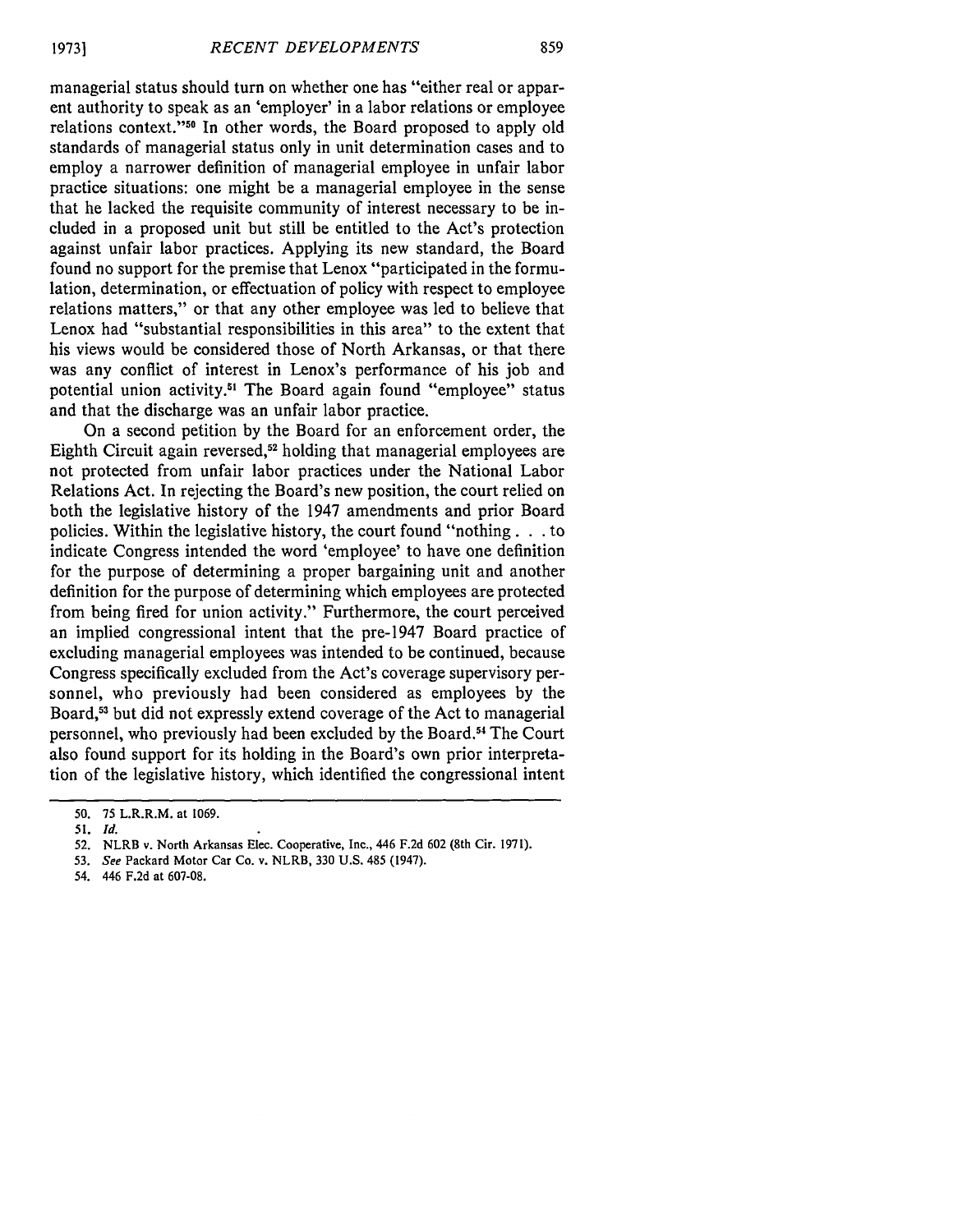managerial status should turn on whether one has "either real or apparent authority to speak as an 'employer' in a labor relations or employee relations context."[50] In other words, the Board proposed to apply old standards of managerial status only in unit determination cases and to employ a narrower definition of managerial employee in unfair labor practice situations: one might be a managerial employee in the sense that he lacked the requisite community of interest necessary to be included in a proposed unit but still be entitled to the Act's protection against unfair labor practices. Applying its new standard, the Board found no support for the premise that Lenox "participated in the formulation, determination, or effectuation of policy with respect to employee relations matters," or that any other employee was led to believe that Lenox had "substantial responsibilities in this area" to the extent that his views would be considered those of North Arkansas, or that there was any conflict of interest in Lenox's performance of his job and potential union activity.[51] The Board again found "employee" status and that the discharge was an unfair labor practice.

On a second petition by the Board for an enforcement order, the Eighth Circuit again reversed,[52] holding that managerial employees are not protected from unfair labor practices under the National Labor Relations Act. In rejecting the Board's new position, the court relied on both the legislative history of the 1947 amendments and prior Board policies. Within the legislative history, the court found "nothing . . . to indicate Congress intended the word 'employee' to have one definition for the purpose of determining a proper bargaining unit and another definition for the purpose of determining which employees are protected from being fired for union activity." Furthermore, the court perceived an implied congressional intent that the pre-1947 Board practice of excluding managerial employees was intended to be continued, because Congress specifically excluded from the Act's coverage supervisory personnel, who previously had been considered as employees by the Board,[53] but did not expressly extend coverage of the Act to managerial personnel, who previously had been excluded by the Board.[54] The Court also found support for its holding in the Board's own prior interpretation of the legislative history, which identified the congressional intent

---

50. 75 L.R.R.M. at 1069.

51. *Id.*

52. NLRB v. North Arkansas Elec. Cooperative, Inc., 446 F.2d 602 (8th Cir. 1971).

53. *See* Packard Motor Car Co. v. NLRB, 330 U.S. 485 (1947).

54. 446 F.2d at 607-08.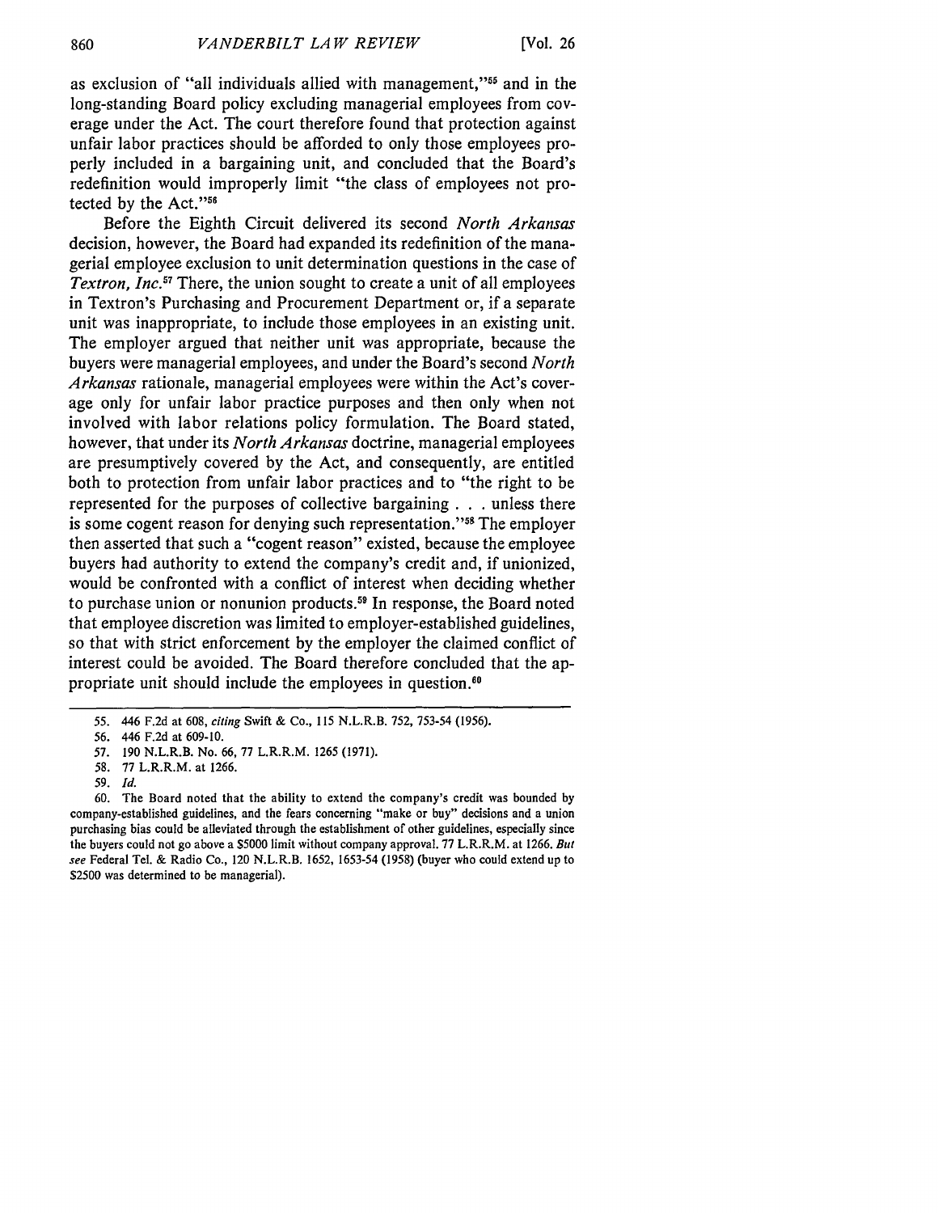as exclusion of "all individuals allied with management,"[55] and in the long-standing Board policy excluding managerial employees from coverage under the Act. The court therefore found that protection against unfair labor practices should be afforded to only those employees properly included in a bargaining unit, and concluded that the Board's redefinition would improperly limit "the class of employees not protected by the Act."[56]

Before the Eighth Circuit delivered its second *North Arkansas* decision, however, the Board had expanded its redefinition of the managerial employee exclusion to unit determination questions in the case of *Textron, Inc.*[57] There, the union sought to create a unit of all employees in Textron's Purchasing and Procurement Department or, if a separate unit was inappropriate, to include those employees in an existing unit. The employer argued that neither unit was appropriate, because the buyers were managerial employees, and under the Board's second *North Arkansas* rationale, managerial employees were within the Act's coverage only for unfair labor practice purposes and then only when not involved with labor relations policy formulation. The Board stated, however, that under its *North Arkansas* doctrine, managerial employees are presumptively covered by the Act, and consequently, are entitled both to protection from unfair labor practices and to "the right to be represented for the purposes of collective bargaining . . . unless there is some cogent reason for denying such representation."[58] The employer then asserted that such a "cogent reason" existed, because the employee buyers had authority to extend the company's credit and, if unionized, would be confronted with a conflict of interest when deciding whether to purchase union or nonunion products.[59] In response, the Board noted that employee discretion was limited to employer-established guidelines, so that with strict enforcement by the employer the claimed conflict of interest could be avoided. The Board therefore concluded that the appropriate unit should include the employees in question.[60]

---

55. 446 F.2d at 608, *citing* Swift & Co., 115 N.L.R.B. 752, 753-54 (1956).

56. 446 F.2d at 609-10.

57. 190 N.L.R.B. No. 66, 77 L.R.R.M. 1265 (1971).

58. 77 L.R.R.M. at 1266.

59. *Id.*

60. The Board noted that the ability to extend the company's credit was bounded by company-established guidelines, and the fears concerning "make or buy" decisions and a union purchasing bias could be alleviated through the establishment of other guidelines, especially since the buyers could not go above a $5000 limit without company approval. 77 L.R.R.M. at 1266. *But see* Federal Tel. & Radio Co., 120 N.L.R.B. 1652, 1653-54 (1958) (buyer who could extend up to $2500 was determined to be managerial).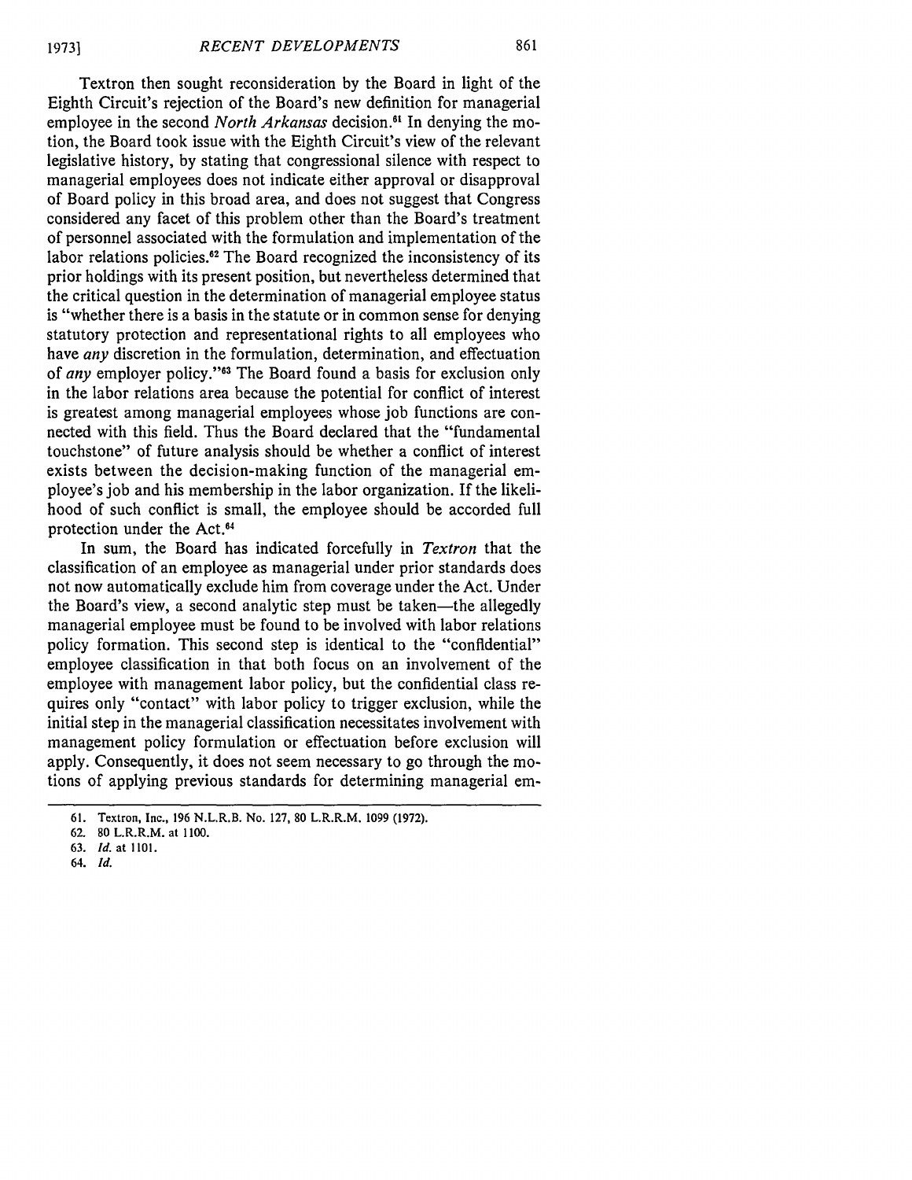Textron then sought reconsideration by the Board in light of the Eighth Circuit's rejection of the Board's new definition for managerial employee in the second *North Arkansas* decision.[61] In denying the motion, the Board took issue with the Eighth Circuit's view of the relevant legislative history, by stating that congressional silence with respect to managerial employees does not indicate either approval or disapproval of Board policy in this broad area, and does not suggest that Congress considered any facet of this problem other than the Board's treatment of personnel associated with the formulation and implementation of the labor relations policies.[62] The Board recognized the inconsistency of its prior holdings with its present position, but nevertheless determined that the critical question in the determination of managerial employee status is "whether there is a basis in the statute or in common sense for denying statutory protection and representational rights to all employees who have *any* discretion in the formulation, determination, and effectuation of *any* employer policy."[63] The Board found a basis for exclusion only in the labor relations area because the potential for conflict of interest is greatest among managerial employees whose job functions are connected with this field. Thus the Board declared that the "fundamental touchstone" of future analysis should be whether a conflict of interest exists between the decision-making function of the managerial employee's job and his membership in the labor organization. If the likelihood of such conflict is small, the employee should be accorded full protection under the Act.[64]

In sum, the Board has indicated forcefully in *Textron* that the classification of an employee as managerial under prior standards does not now automatically exclude him from coverage under the Act. Under the Board's view, a second analytic step must be taken—the allegedly managerial employee must be found to be involved with labor relations policy formation. This second step is identical to the "confidential" employee classification in that both focus on an involvement of the employee with management labor policy, but the confidential class requires only "contact" with labor policy to trigger exclusion, while the initial step in the managerial classification necessitates involvement with management policy formulation or effectuation before exclusion will apply. Consequently, it does not seem necessary to go through the motions of applying previous standards for determining managerial em-

---

61. Textron, Inc., 196 N.L.R.B. No. 127, 80 L.R.R.M. 1099 (1972).

62. 80 L.R.R.M. at 1100.

63. *Id.* at 1101.

64. *Id.*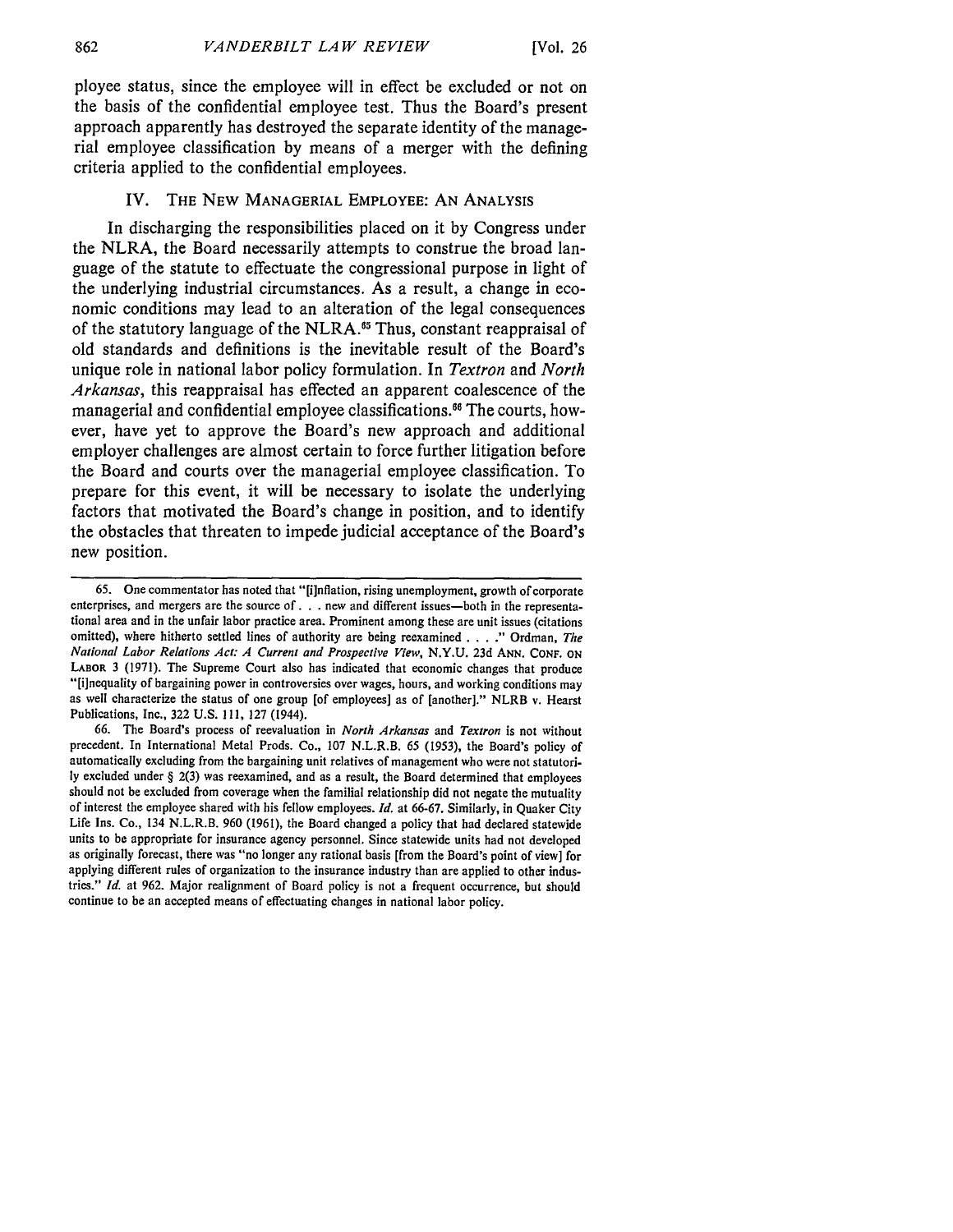ployee status, since the employee will in effect be excluded or not on the basis of the confidential employee test. Thus the Board's present approach apparently has destroyed the separate identity of the managerial employee classification by means of a merger with the defining criteria applied to the confidential employees.

## IV. The New Managerial Employee: An Analysis

In discharging the responsibilities placed on it by Congress under the NLRA, the Board necessarily attempts to construe the broad language of the statute to effectuate the congressional purpose in light of the underlying industrial circumstances. As a result, a change in economic conditions may lead to an alteration of the legal consequences of the statutory language of the NLRA.[65] Thus, constant reappraisal of old standards and definitions is the inevitable result of the Board's unique role in national labor policy formulation. In *Textron* and *North Arkansas*, this reappraisal has effected an apparent coalescence of the managerial and confidential employee classifications.[66] The courts, however, have yet to approve the Board's new approach and additional employer challenges are almost certain to force further litigation before the Board and courts over the managerial employee classification. To prepare for this event, it will be necessary to isolate the underlying factors that motivated the Board's change in position, and to identify the obstacles that threaten to impede judicial acceptance of the Board's new position.

---

65. One commentator has noted that "[i]nflation, rising unemployment, growth of corporate enterprises, and mergers are the source of . . . new and different issues—both in the representational area and in the unfair labor practice area. Prominent among these are unit issues (citations omitted), where hitherto settled lines of authority are being reexamined . . . ." Ordman, *The National Labor Relations Act: A Current and Prospective View*, N.Y.U. 23d Ann. Conf. on Labor 3 (1971). The Supreme Court also has indicated that economic changes that produce "[i]nequality of bargaining power in controversies over wages, hours, and working conditions may as well characterize the status of one group [of employees] as of [another]." NLRB v. Hearst Publications, Inc., 322 U.S. 111, 127 (1944).

66. The Board's process of reevaluation in *North Arkansas* and *Textron* is not without precedent. In International Metal Prods. Co., 107 N.L.R.B. 65 (1953), the Board's policy of automatically excluding from the bargaining unit relatives of management who were not statutorily excluded under § 2(3) was reexamined, and as a result, the Board determined that employees should not be excluded from coverage when the familial relationship did not negate the mutuality of interest the employee shared with his fellow employees. *Id.* at 66-67. Similarly, in Quaker City Life Ins. Co., 134 N.L.R.B. 960 (1961), the Board changed a policy that had declared statewide units to be appropriate for insurance agency personnel. Since statewide units had not developed as originally forecast, there was "no longer any rational basis [from the Board's point of view] for applying different rules of organization to the insurance industry than are applied to other industries." *Id.* at 962. Major realignment of Board policy is not a frequent occurrence, but should continue to be an accepted means of effectuating changes in national labor policy.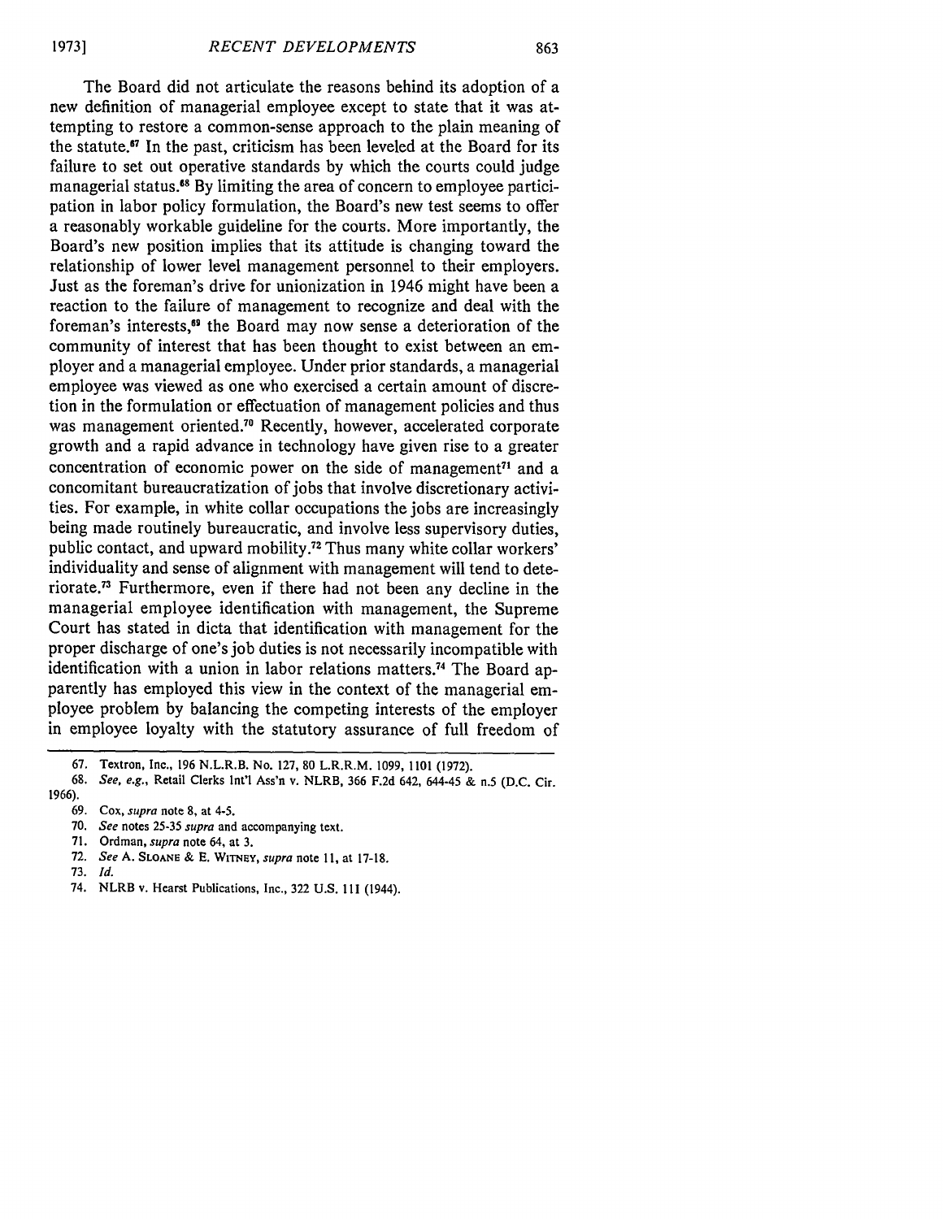The Board did not articulate the reasons behind its adoption of a new definition of managerial employee except to state that it was attempting to restore a common-sense approach to the plain meaning of the statute.[67] In the past, criticism has been leveled at the Board for its failure to set out operative standards by which the courts could judge managerial status.[68] By limiting the area of concern to employee participation in labor policy formulation, the Board's new test seems to offer a reasonably workable guideline for the courts. More importantly, the Board's new position implies that its attitude is changing toward the relationship of lower level management personnel to their employers. Just as the foreman's drive for unionization in 1946 might have been a reaction to the failure of management to recognize and deal with the foreman's interests,[69] the Board may now sense a deterioration of the community of interest that has been thought to exist between an employer and a managerial employee. Under prior standards, a managerial employee was viewed as one who exercised a certain amount of discretion in the formulation or effectuation of management policies and thus was management oriented.[70] Recently, however, accelerated corporate growth and a rapid advance in technology have given rise to a greater concentration of economic power on the side of management[71] and a concomitant bureaucratization of jobs that involve discretionary activities. For example, in white collar occupations the jobs are increasingly being made routinely bureaucratic, and involve less supervisory duties, public contact, and upward mobility.[72] Thus many white collar workers' individuality and sense of alignment with management will tend to deteriorate.[73] Furthermore, even if there had not been any decline in the managerial employee identification with management, the Supreme Court has stated in dicta that identification with management for the proper discharge of one's job duties is not necessarily incompatible with identification with a union in labor relations matters.[74] The Board apparently has employed this view in the context of the managerial employee problem by balancing the competing interests of the employer in employee loyalty with the statutory assurance of full freedom of

---

67. Textron, Inc., 196 N.L.R.B. No. 127, 80 L.R.R.M. 1099, 1101 (1972).

68. *See, e.g.*, Retail Clerks Int'l Ass'n v. NLRB, 366 F.2d 642, 644-45 & n.5 (D.C. Cir. 1966).

69. Cox, *supra* note 8, at 4-5.

70. *See* notes 25-35 *supra* and accompanying text.

71. Ordman, *supra* note 64, at 3.

72. *See* A. SLOANE & E. WITNEY, *supra* note 11, at 17-18.

73. *Id.*

74. NLRB v. Hearst Publications, Inc., 322 U.S. 111 (1944).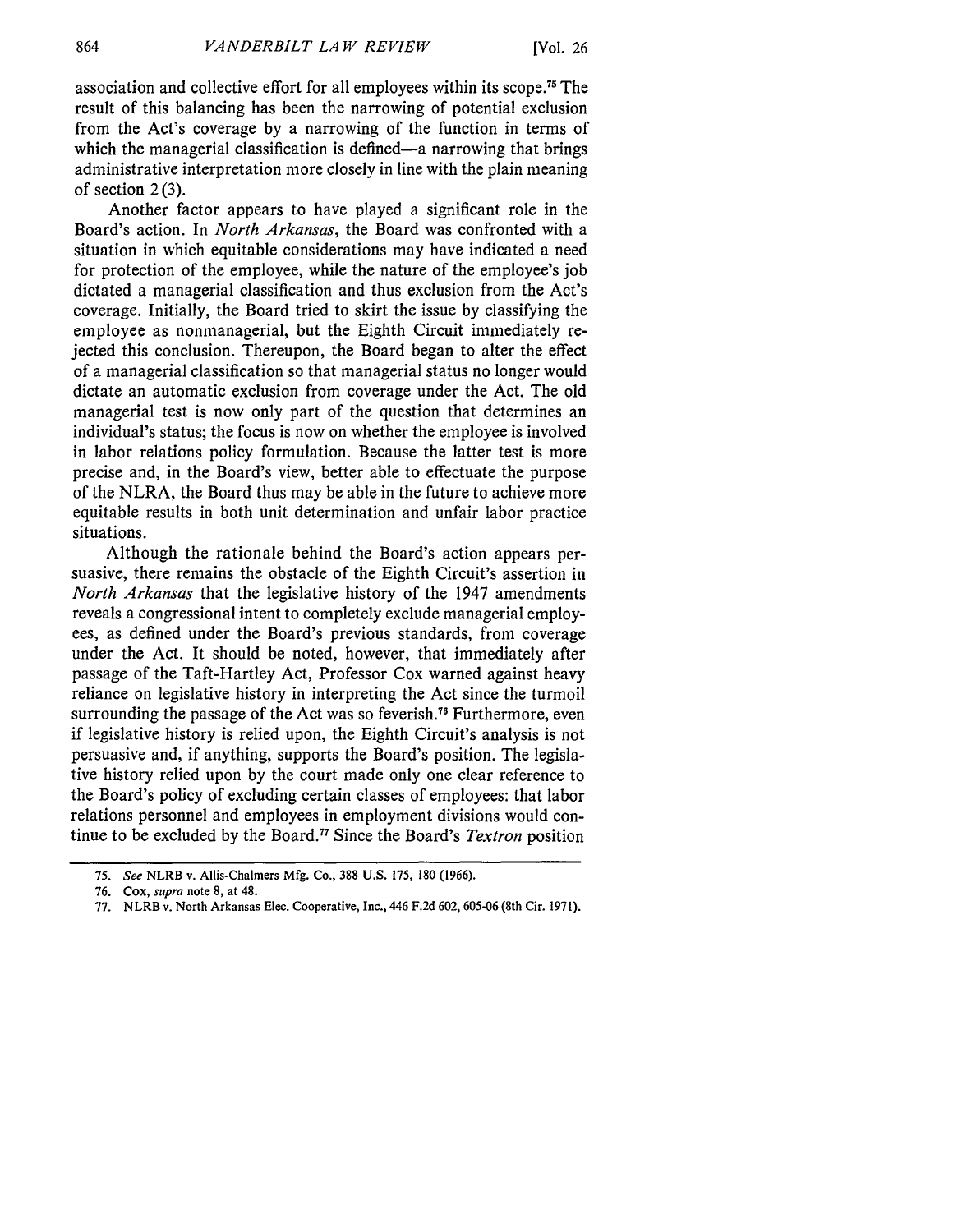association and collective effort for all employees within its scope.[75] The result of this balancing has been the narrowing of potential exclusion from the Act's coverage by a narrowing of the function in terms of which the managerial classification is defined—a narrowing that brings administrative interpretation more closely in line with the plain meaning of section 2(3).

Another factor appears to have played a significant role in the Board's action. In *North Arkansas*, the Board was confronted with a situation in which equitable considerations may have indicated a need for protection of the employee, while the nature of the employee's job dictated a managerial classification and thus exclusion from the Act's coverage. Initially, the Board tried to skirt the issue by classifying the employee as nonmanagerial, but the Eighth Circuit immediately rejected this conclusion. Thereupon, the Board began to alter the effect of a managerial classification so that managerial status no longer would dictate an automatic exclusion from coverage under the Act. The old managerial test is now only part of the question that determines an individual's status; the focus is now on whether the employee is involved in labor relations policy formulation. Because the latter test is more precise and, in the Board's view, better able to effectuate the purpose of the NLRA, the Board thus may be able in the future to achieve more equitable results in both unit determination and unfair labor practice situations.

Although the rationale behind the Board's action appears persuasive, there remains the obstacle of the Eighth Circuit's assertion in *North Arkansas* that the legislative history of the 1947 amendments reveals a congressional intent to completely exclude managerial employees, as defined under the Board's previous standards, from coverage under the Act. It should be noted, however, that immediately after passage of the Taft-Hartley Act, Professor Cox warned against heavy reliance on legislative history in interpreting the Act since the turmoil surrounding the passage of the Act was so feverish.[76] Furthermore, even if legislative history is relied upon, the Eighth Circuit's analysis is not persuasive and, if anything, supports the Board's position. The legislative history relied upon by the court made only one clear reference to the Board's policy of excluding certain classes of employees: that labor relations personnel and employees in employment divisions would continue to be excluded by the Board.[77] Since the Board's *Textron* position

---

75. *See* NLRB v. Allis-Chalmers Mfg. Co., 388 U.S. 175, 180 (1966).

76. Cox, *supra* note 8, at 48.

77. NLRB v. North Arkansas Elec. Cooperative, Inc., 446 F.2d 602, 605-06 (8th Cir. 1971).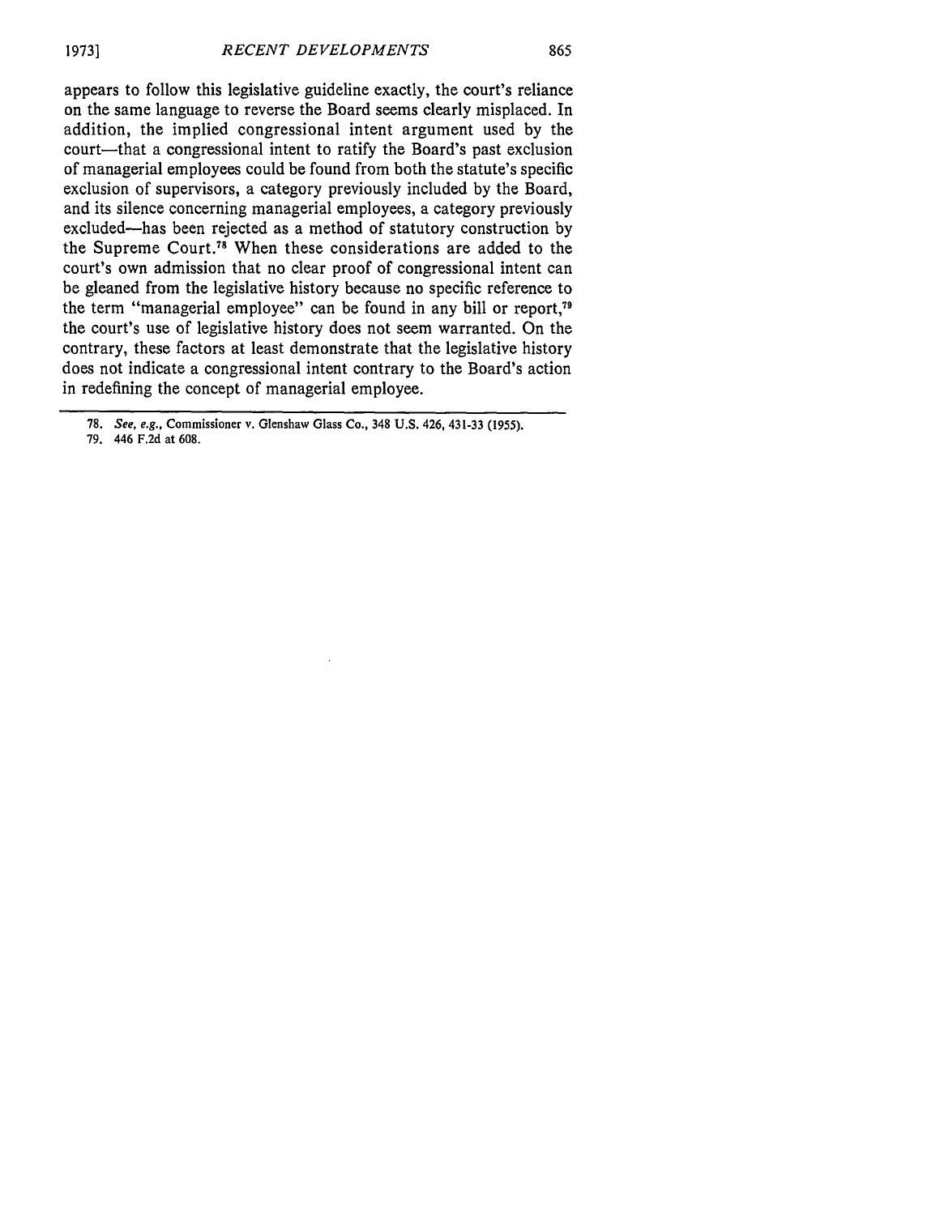appears to follow this legislative guideline exactly, the court's reliance on the same language to reverse the Board seems clearly misplaced. In addition, the implied congressional intent argument used by the court—that a congressional intent to ratify the Board's past exclusion of managerial employees could be found from both the statute's specific exclusion of supervisors, a category previously included by the Board, and its silence concerning managerial employees, a category previously excluded—has been rejected as a method of statutory construction by the Supreme Court.[78] When these considerations are added to the court's own admission that no clear proof of congressional intent can be gleaned from the legislative history because no specific reference to the term "managerial employee" can be found in any bill or report,[79] the court's use of legislative history does not seem warranted. On the contrary, these factors at least demonstrate that the legislative history does not indicate a congressional intent contrary to the Board's action in redefining the concept of managerial employee.

---

78. *See, e.g.,* Commissioner v. Glenshaw Glass Co., 348 U.S. 426, 431-33 (1955).

79. 446 F.2d at 608.